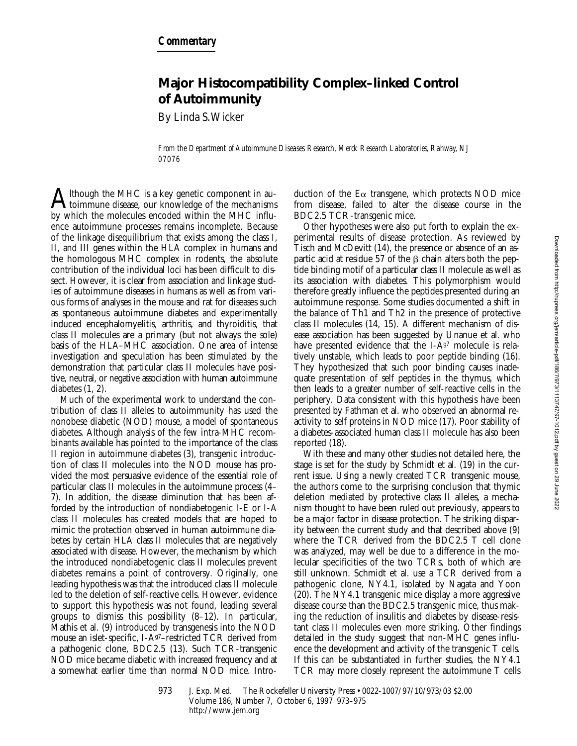*Commentary*

# Major Histocompatibility Complex–linked Control of Autoimmunity

By Linda S. Wicker

*From the Department of Autoimmune Diseases Research, Merck Research Laboratories, Rahway, NJ 07076*

Although the MHC is a key genetic component in autoimmune disease, our knowledge of the mechanisms by which the molecules encoded within the MHC influence autoimmune processes remains incomplete. Because of the linkage disequilibrium that exists among the class I, II, and III genes within the HLA complex in humans and the homologous MHC complex in rodents, the absolute contribution of the individual loci has been difficult to dissect. However, it is clear from association and linkage studies of autoimmune diseases in humans as well as from various forms of analyses in the mouse and rat for diseases such as spontaneous autoimmune diabetes and experimentally induced encephalomyelitis, arthritis, and thyroiditis, that class II molecules are a primary (but not always the sole) basis of the HLA–MHC association. One area of intense investigation and speculation has been stimulated by the demonstration that particular class II molecules have positive, neutral, or negative association with human autoimmune diabetes (1, 2).

Much of the experimental work to understand the contribution of class II alleles to autoimmunity has used the nonobese diabetic (NOD) mouse, a model of spontaneous diabetes. Although analysis of the few intra-MHC recombinants available has pointed to the importance of the class II region in autoimmune diabetes (3), transgenic introduction of class II molecules into the NOD mouse has provided the most persuasive evidence of the essential role of particular class II molecules in the autoimmune process (4–7). In addition, the disease diminution that has been afforded by the introduction of nondiabetogenic I-E or I-A class II molecules has created models that are hoped to mimic the protection observed in human autoimmune diabetes by certain HLA class II molecules that are negatively associated with disease. However, the mechanism by which the introduced nondiabetogenic class II molecules prevent diabetes remains a point of controversy. Originally, one leading hypothesis was that the introduced class II molecule led to the deletion of self-reactive cells. However, evidence to support this hypothesis was not found, leading several groups to dismiss this possibility (8–12). In particular, Mathis et al. (9) introduced by transgenesis into the NOD mouse an islet-specific, I-A$^{g7}$–restricted TCR derived from a pathogenic clone, BDC2.5 (13). Such TCR-transgenic NOD mice became diabetic with increased frequency and at a somewhat earlier time than normal NOD mice. Introduction of the E$\alpha$ transgene, which protects NOD mice from disease, failed to alter the disease course in the BDC2.5 TCR-transgenic mice.

Other hypotheses were also put forth to explain the experimental results of disease protection. As reviewed by Tisch and McDevitt (14), the presence or absence of an aspartic acid at residue 57 of the $\beta$ chain alters both the peptide binding motif of a particular class II molecule as well as its association with diabetes. This polymorphism would therefore greatly influence the peptides presented during an autoimmune response. Some studies documented a shift in the balance of Th1 and Th2 in the presence of protective class II molecules (14, 15). A different mechanism of disease association has been suggested by Unanue et al. who have presented evidence that the I-A$^{g7}$ molecule is relatively unstable, which leads to poor peptide binding (16). They hypothesized that such poor binding causes inadequate presentation of self peptides in the thymus, which then leads to a greater number of self-reactive cells in the periphery. Data consistent with this hypothesis have been presented by Fathman et al. who observed an abnormal reactivity to self proteins in NOD mice (17). Poor stability of a diabetes-associated human class II molecule has also been reported (18).

With these and many other studies not detailed here, the stage is set for the study by Schmidt et al. (19) in the current issue. Using a newly created TCR transgenic mouse, the authors come to the surprising conclusion that thymic deletion mediated by protective class II alleles, a mechanism thought to have been ruled out previously, appears to be a major factor in disease protection. The striking disparity between the current study and that described above (9) where the TCR derived from the BDC2.5 T cell clone was analyzed, may well be due to a difference in the molecular specificities of the two TCRs, both of which are still unknown. Schmidt et al. use a TCR derived from a pathogenic clone, NY4.1, isolated by Nagata and Yoon (20). The NY4.1 transgenic mice display a more aggressive disease course than the BDC2.5 transgenic mice, thus making the reduction of insulitis and diabetes by disease-resistant class II molecules even more striking. Other findings detailed in the study suggest that non-MHC genes influence the development and activity of the transgenic T cells. If this can be substantiated in further studies, the NY4.1 TCR may more closely represent the autoimmune T cells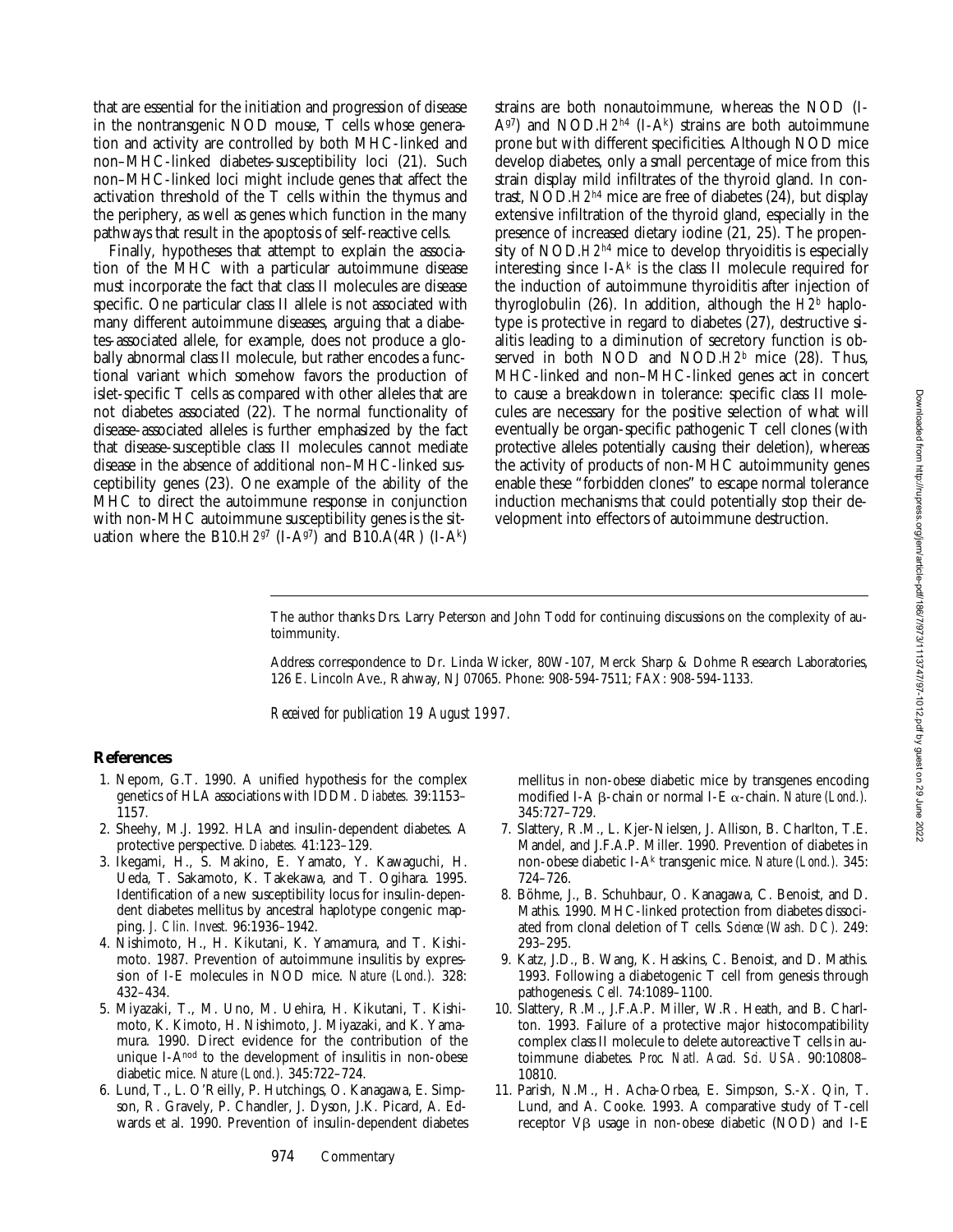that are essential for the initiation and progression of disease in the nontransgenic NOD mouse, T cells whose generation and activity are controlled by both MHC-linked and non–MHC-linked diabetes-susceptibility loci (21). Such non–MHC-linked loci might include genes that affect the activation threshold of the T cells within the thymus and the periphery, as well as genes which function in the many pathways that result in the apoptosis of self-reactive cells.

Finally, hypotheses that attempt to explain the association of the MHC with a particular autoimmune disease must incorporate the fact that class II molecules are disease specific. One particular class II allele is not associated with many different autoimmune diseases, arguing that a diabetes-associated allele, for example, does not produce a globally abnormal class II molecule, but rather encodes a functional variant which somehow favors the production of islet-specific T cells as compared with other alleles that are not diabetes associated (22). The normal functionality of disease-associated alleles is further emphasized by the fact that disease-susceptible class II molecules cannot mediate disease in the absence of additional non–MHC-linked susceptibility genes (23). One example of the ability of the MHC to direct the autoimmune response in conjunction with non-MHC autoimmune susceptibility genes is the situation where the B10.*H2*$^{g7}$ (I-A$^{g7}$) and B10.A(4R) (I-A$^{k}$) strains are both nonautoimmune, whereas the NOD (I-A$^{g7}$) and NOD.*H2*$^{h4}$ (I-A$^{k}$) strains are both autoimmune prone but with different specificities. Although NOD mice develop diabetes, only a small percentage of mice from this strain display mild infiltrates of the thyroid gland. In contrast, NOD.*H2*$^{h4}$ mice are free of diabetes (24), but display extensive infiltration of the thyroid gland, especially in the presence of increased dietary iodine (21, 25). The propensity of NOD.*H2*$^{h4}$ mice to develop thryoiditis is especially interesting since I-A$^{k}$ is the class II molecule required for the induction of autoimmune thyroiditis after injection of thyroglobulin (26). In addition, although the *H2*$^{b}$ haplotype is protective in regard to diabetes (27), destructive sialitis leading to a diminution of secretory function is observed in both NOD and NOD.*H2*$^{b}$ mice (28). Thus, MHC-linked and non–MHC-linked genes act in concert to cause a breakdown in tolerance: specific class II molecules are necessary for the positive selection of what will eventually be organ-specific pathogenic T cell clones (with protective alleles potentially causing their deletion), whereas the activity of products of non–MHC autoimmunity genes enable these "forbidden clones" to escape normal tolerance induction mechanisms that could potentially stop their development into effectors of autoimmune destruction.

The author thanks Drs. Larry Peterson and John Todd for continuing discussions on the complexity of autoimmunity.

Address correspondence to Dr. Linda Wicker, 80W-107, Merck Sharp & Dohme Research Laboratories, 126 E. Lincoln Ave., Rahway, NJ 07065. Phone: 908-594-7511; FAX: 908-594-1133.

*Received for publication 19 August 1997.*

## References

1. Nepom, G.T. 1990. A unified hypothesis for the complex genetics of HLA associations with IDDM. *Diabetes.* 39:1153–1157.
2. Sheehy, M.J. 1992. HLA and insulin-dependent diabetes. A protective perspective. *Diabetes.* 41:123–129.
3. Ikegami, H., S. Makino, E. Yamato, Y. Kawaguchi, H. Ueda, T. Sakamoto, K. Takekawa, and T. Ogihara. 1995. Identification of a new susceptibility locus for insulin-dependent diabetes mellitus by ancestral haplotype congenic mapping. *J. Clin. Invest.* 96:1936–1942.
4. Nishimoto, H., H. Kikutani, K. Yamamura, and T. Kishimoto. 1987. Prevention of autoimmune insulitis by expression of I-E molecules in NOD mice. *Nature (Lond.).* 328: 432–434.
5. Miyazaki, T., M. Uno, M. Uehira, H. Kikutani, T. Kishimoto, K. Kimoto, H. Nishimoto, J. Miyazaki, and K. Yamamura. 1990. Direct evidence for the contribution of the unique I-A$^{nod}$ to the development of insulitis in non-obese diabetic mice. *Nature (Lond.).* 345:722–724.
6. Lund, T., L. O'Reilly, P. Hutchings, O. Kanagawa, E. Simpson, R. Gravely, P. Chandler, J. Dyson, J.K. Picard, A. Edwards et al. 1990. Prevention of insulin-dependent diabetes mellitus in non-obese diabetic mice by transgenes encoding modified I-A β-chain or normal I-E α-chain. *Nature (Lond.).* 345:727–729.
7. Slattery, R.M., L. Kjer-Nielsen, J. Allison, B. Charlton, T.E. Mandel, and J.F.A.P. Miller. 1990. Prevention of diabetes in non-obese diabetic I-A$^{k}$ transgenic mice. *Nature (Lond.).* 345: 724–726.
8. Böhme, J., B. Schuhbaur, O. Kanagawa, C. Benoist, and D. Mathis. 1990. MHC-linked protection from diabetes dissociated from clonal deletion of T cells. *Science (Wash. DC).* 249: 293–295.
9. Katz, J.D., B. Wang, K. Haskins, C. Benoist, and D. Mathis. 1993. Following a diabetogenic T cell from genesis through pathogenesis. *Cell.* 74:1089–1100.
10. Slattery, R.M., J.F.A.P. Miller, W.R. Heath, and B. Charlton. 1993. Failure of a protective major histocompatibility complex class II molecule to delete autoreactive T cells in autoimmune diabetes. *Proc. Natl. Acad. Sci. USA.* 90:10808–10810.
11. Parish, N.M., H. Acha-Orbea, E. Simpson, S.-X. Qin, T. Lund, and A. Cooke. 1993. A comparative study of T-cell receptor Vβ usage in non-obese diabetic (NOD) and I-E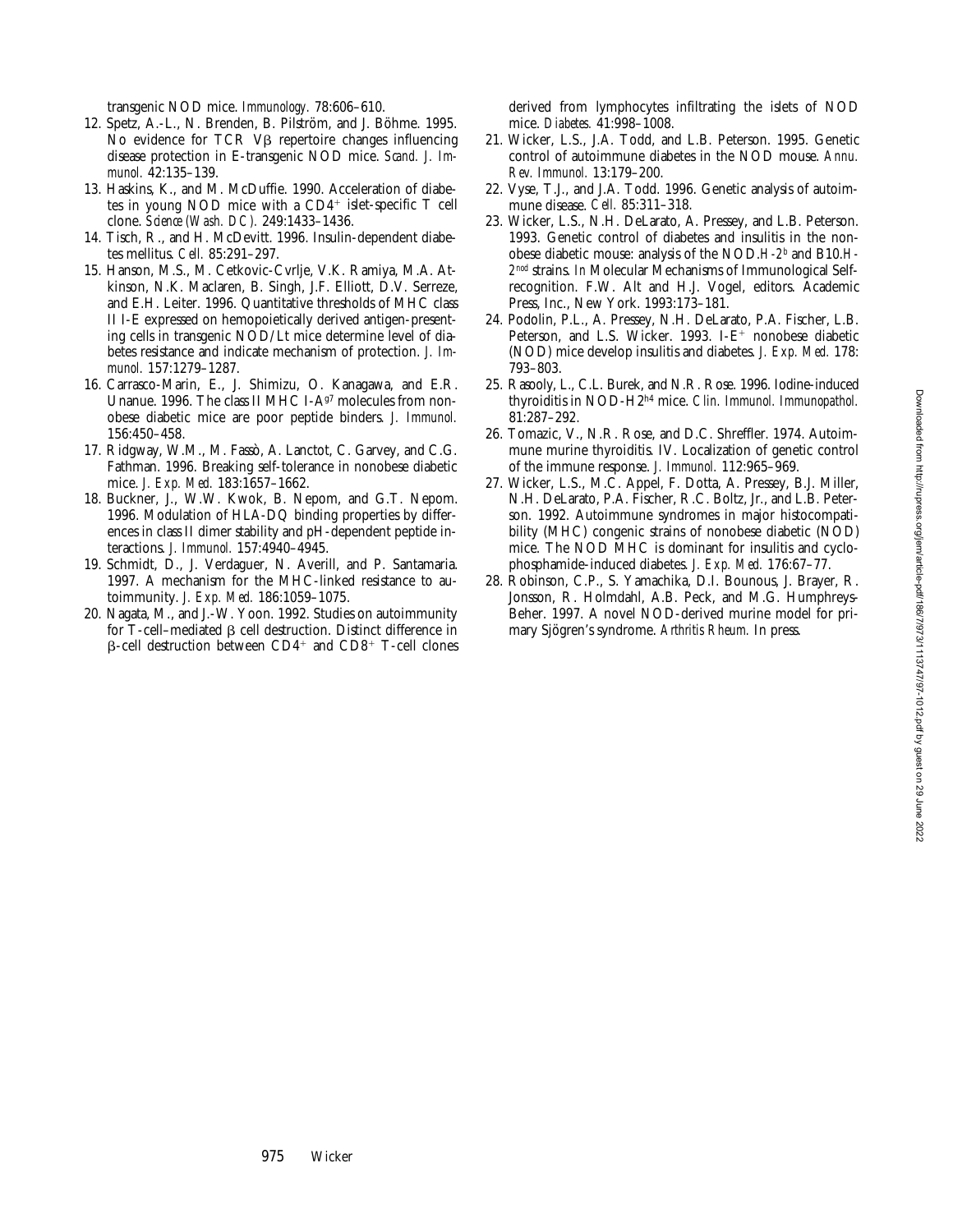transgenic NOD mice. *Immunology.* 78:606–610.

12. Spetz, A.-L., N. Brenden, B. Pilström, and J. Böhme. 1995. No evidence for TCR Vβ repertoire changes influencing disease protection in E-transgenic NOD mice. *Scand. J. Immunol.* 42:135–139.
13. Haskins, K., and M. McDuffie. 1990. Acceleration of diabetes in young NOD mice with a CD4+ islet-specific T cell clone. *Science (Wash. DC).* 249:1433–1436.
14. Tisch, R., and H. McDevitt. 1996. Insulin-dependent diabetes mellitus. *Cell.* 85:291–297.
15. Hanson, M.S., M. Cetkovic-Cvrlje, V.K. Ramiya, M.A. Atkinson, N.K. Maclaren, B. Singh, J.F. Elliott, D.V. Serreze, and E.H. Leiter. 1996. Quantitative thresholds of MHC class II I-E expressed on hemopoietically derived antigen-presenting cells in transgenic NOD/Lt mice determine level of diabetes resistance and indicate mechanism of protection. *J. Immunol.* 157:1279–1287.
16. Carrasco-Marin, E., J. Shimizu, O. Kanagawa, and E.R. Unanue. 1996. The class II MHC I-A$^{g7}$ molecules from nonobese diabetic mice are poor peptide binders. *J. Immunol.* 156:450–458.
17. Ridgway, W.M., M. Fassò, A. Lanctot, C. Garvey, and C.G. Fathman. 1996. Breaking self-tolerance in nonobese diabetic mice. *J. Exp. Med.* 183:1657–1662.
18. Buckner, J., W.W. Kwok, B. Nepom, and G.T. Nepom. 1996. Modulation of HLA-DQ binding properties by differences in class II dimer stability and pH-dependent peptide interactions. *J. Immunol.* 157:4940–4945.
19. Schmidt, D., J. Verdaguer, N. Averill, and P. Santamaria. 1997. A mechanism for the MHC-linked resistance to autoimmunity. *J. Exp. Med.* 186:1059–1075.
20. Nagata, M., and J.-W. Yoon. 1992. Studies on autoimmunity for T-cell–mediated β cell destruction. Distinct difference in β-cell destruction between CD4+ and CD8+ T-cell clones derived from lymphocytes infiltrating the islets of NOD mice. *Diabetes.* 41:998–1008.
21. Wicker, L.S., J.A. Todd, and L.B. Peterson. 1995. Genetic control of autoimmune diabetes in the NOD mouse. *Annu. Rev. Immunol.* 13:179–200.
22. Vyse, T.J., and J.A. Todd. 1996. Genetic analysis of autoimmune disease. *Cell.* 85:311–318.
23. Wicker, L.S., N.H. DeLarato, A. Pressey, and L.B. Peterson. 1993. Genetic control of diabetes and insulitis in the nonobese diabetic mouse: analysis of the NOD.*H-2*$^{b}$ and B10.*H-2*$^{nod}$ strains. *In* Molecular Mechanisms of Immunological Self-recognition. F.W. Alt and H.J. Vogel, editors. Academic Press, Inc., New York. 1993:173–181.
24. Podolin, P.L., A. Pressey, N.H. DeLarato, P.A. Fischer, L.B. Peterson, and L.S. Wicker. 1993. I-E+ nonobese diabetic (NOD) mice develop insulitis and diabetes. *J. Exp. Med.* 178: 793–803.
25. Rasooly, L., C.L. Burek, and N.R. Rose. 1996. Iodine-induced thyroiditis in NOD-H2$^{h4}$ mice. *Clin. Immunol. Immunopathol.* 81:287–292.
26. Tomazic, V., N.R. Rose, and D.C. Shreffler. 1974. Autoimmune murine thyroiditis. IV. Localization of genetic control of the immune response. *J. Immunol.* 112:965–969.
27. Wicker, L.S., M.C. Appel, F. Dotta, A. Pressey, B.J. Miller, N.H. DeLarato, P.A. Fischer, R.C. Boltz, Jr., and L.B. Peterson. 1992. Autoimmune syndromes in major histocompatibility (MHC) congenic strains of nonobese diabetic (NOD) mice. The NOD MHC is dominant for insulitis and cyclophosphamide-induced diabetes. *J. Exp. Med.* 176:67–77.
28. Robinson, C.P., S. Yamachika, D.I. Bounous, J. Brayer, R. Jonsson, R. Holmdahl, A.B. Peck, and M.G. Humphreys-Beher. 1997. A novel NOD-derived murine model for primary Sjögren's syndrome. *Arthritis Rheum.* In press.